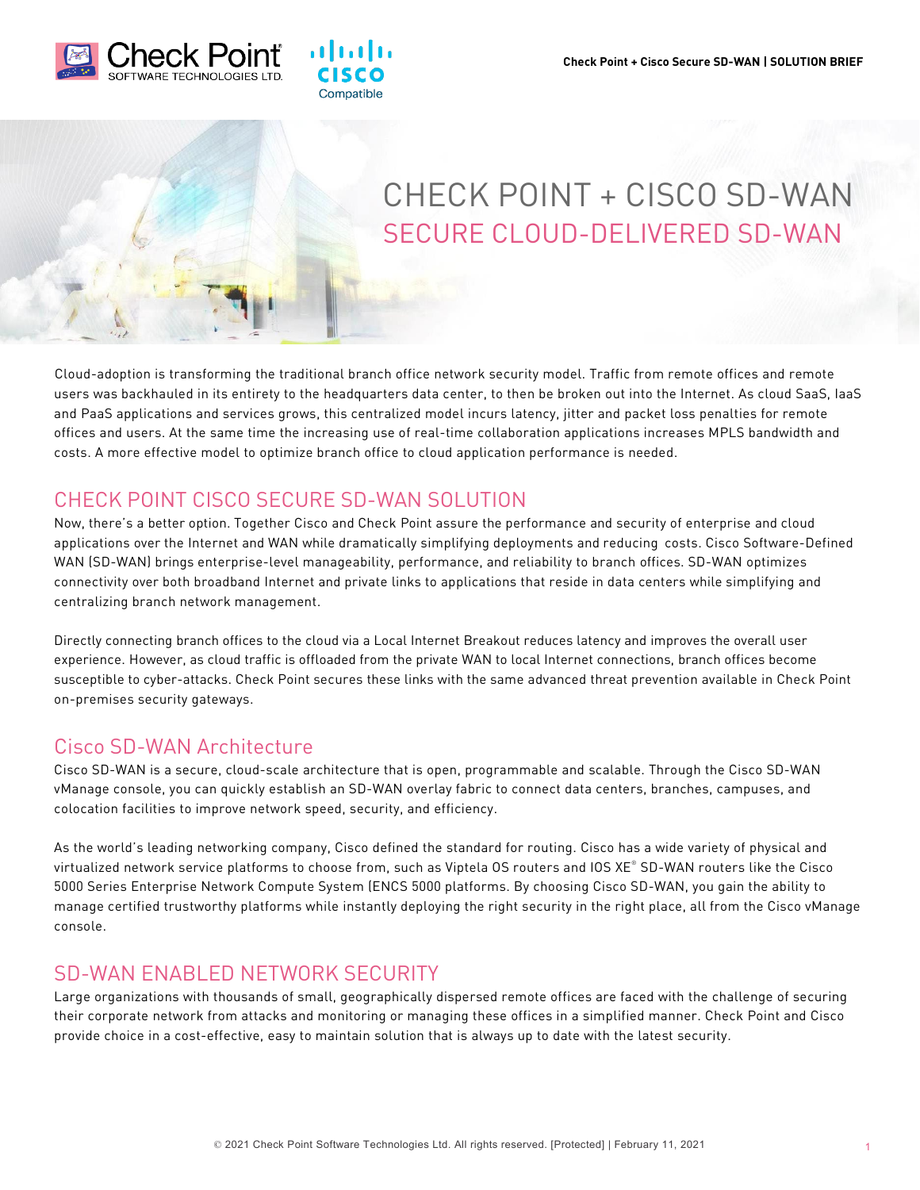# CHECK POINT + CISCO SD-WAN

## SECURE CLOUD-DELIVERED SD-WAN

Cloud-adoption is transforming the traditional branch office network security model. Traffic from remote offices and remote users was backhauled in its entirety to the headquarters data center, to then be broken out into the Internet. As cloud SaaS, IaaS and PaaS applications and services grows, this centralized model incurs latency, jitter and packet loss penalties for remote offices and users. At the same time the increasing use of real-time collaboration applications increases MPLS bandwidth and costs. A more effective model to optimize branch office to cloud application performance is needed.

## CHECK POINT CISCO SECURE SD-WAN SOLUTION

Now, there's a better option. Together Cisco and Check Point assure the performance and security of enterprise and cloud applications over the Internet and WAN while dramatically simplifying deployments and reducing costs. Cisco Software-Defined WAN (SD-WAN) brings enterprise-level manageability, performance, and reliability to branch offices. SD-WAN optimizes connectivity over both broadband Internet and private links to applications that reside in data centers while simplifying and centralizing branch network management.

Directly connecting branch offices to the cloud via a Local Internet Breakout reduces latency and improves the overall user experience. However, as cloud traffic is offloaded from the private WAN to local Internet connections, branch offices become susceptible to cyber-attacks. Check Point secures these links with the same advanced threat prevention available in Check Point on-premises security gateways.

### Cisco SD-WAN Architecture

Cisco SD-WAN is a secure, cloud-scale architecture that is open, programmable and scalable. Through the Cisco SD-WAN vManage console, you can quickly establish an SD-WAN overlay fabric to connect data centers, branches, campuses, and colocation facilities to improve network speed, security, and efficiency.

As the world's leading networking company, Cisco defined the standard for routing. Cisco has a wide variety of physical and virtualized network service platforms to choose from, such as Viptela OS routers and IOS XE® SD-WAN routers like the Cisco 5000 Series Enterprise Network Compute System (ENCS 5000 platforms. By choosing Cisco SD-WAN, you gain the ability to manage certified trustworthy platforms while instantly deploying the right security in the right place, all from the Cisco vManage console.

## SD-WAN ENABLED NETWORK SECURITY

Large organizations with thousands of small, geographically dispersed remote offices are faced with the challenge of securing their corporate network from attacks and monitoring or managing these offices in a simplified manner. Check Point and Cisco provide choice in a cost-effective, easy to maintain solution that is always up to date with the latest security.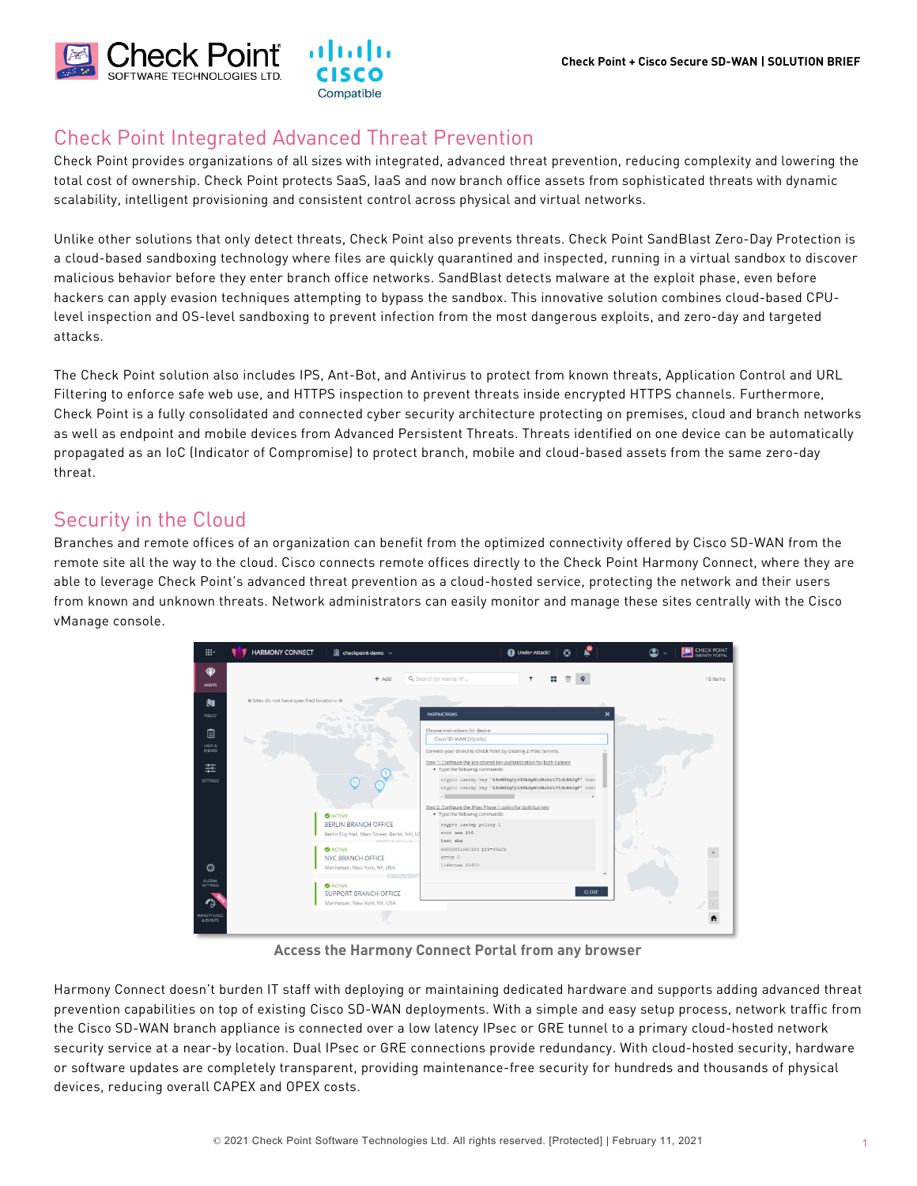## Check Point Integrated Advanced Threat Prevention

Check Point provides organizations of all sizes with integrated, advanced threat prevention, reducing complexity and lowering the total cost of ownership. Check Point protects SaaS, IaaS and now branch office assets from sophisticated threats with dynamic scalability, intelligent provisioning and consistent control across physical and virtual networks.

Unlike other solutions that only detect threats, Check Point also prevents threats. Check Point SandBlast Zero-Day Protection is a cloud-based sandboxing technology where files are quickly quarantined and inspected, running in a virtual sandbox to discover malicious behavior before they enter branch office networks. SandBlast detects malware at the exploit phase, even before hackers can apply evasion techniques attempting to bypass the sandbox. This innovative solution combines cloud-based CPU-level inspection and OS-level sandboxing to prevent infection from the most dangerous exploits, and zero-day and targeted attacks.

The Check Point solution also includes IPS, Ant-Bot, and Antivirus to protect from known threats, Application Control and URL Filtering to enforce safe web use, and HTTPS inspection to prevent threats inside encrypted HTTPS channels. Furthermore, Check Point is a fully consolidated and connected cyber security architecture protecting on premises, cloud and branch networks as well as endpoint and mobile devices from Advanced Persistent Threats. Threats identified on one device can be automatically propagated as an IoC (Indicator of Compromise) to protect branch, mobile and cloud-based assets from the same zero-day threat.

## Security in the Cloud

Branches and remote offices of an organization can benefit from the optimized connectivity offered by Cisco SD-WAN from the remote site all the way to the cloud. Cisco connects remote offices directly to the Check Point Harmony Connect, where they are able to leverage Check Point's advanced threat prevention as a cloud-hosted service, protecting the network and their users from known and unknown threats. Network administrators can easily monitor and manage these sites centrally with the Cisco vManage console.

**Access the Harmony Connect Portal from any browser**

Harmony Connect doesn't burden IT staff with deploying or maintaining dedicated hardware and supports adding advanced threat prevention capabilities on top of existing Cisco SD-WAN deployments. With a simple and easy setup process, network traffic from the Cisco SD-WAN branch appliance is connected over a low latency IPsec or GRE tunnel to a primary cloud-hosted network security service at a near-by location. Dual IPsec or GRE connections provide redundancy. With cloud-hosted security, hardware or software updates are completely transparent, providing maintenance-free security for hundreds and thousands of physical devices, reducing overall CAPEX and OPEX costs.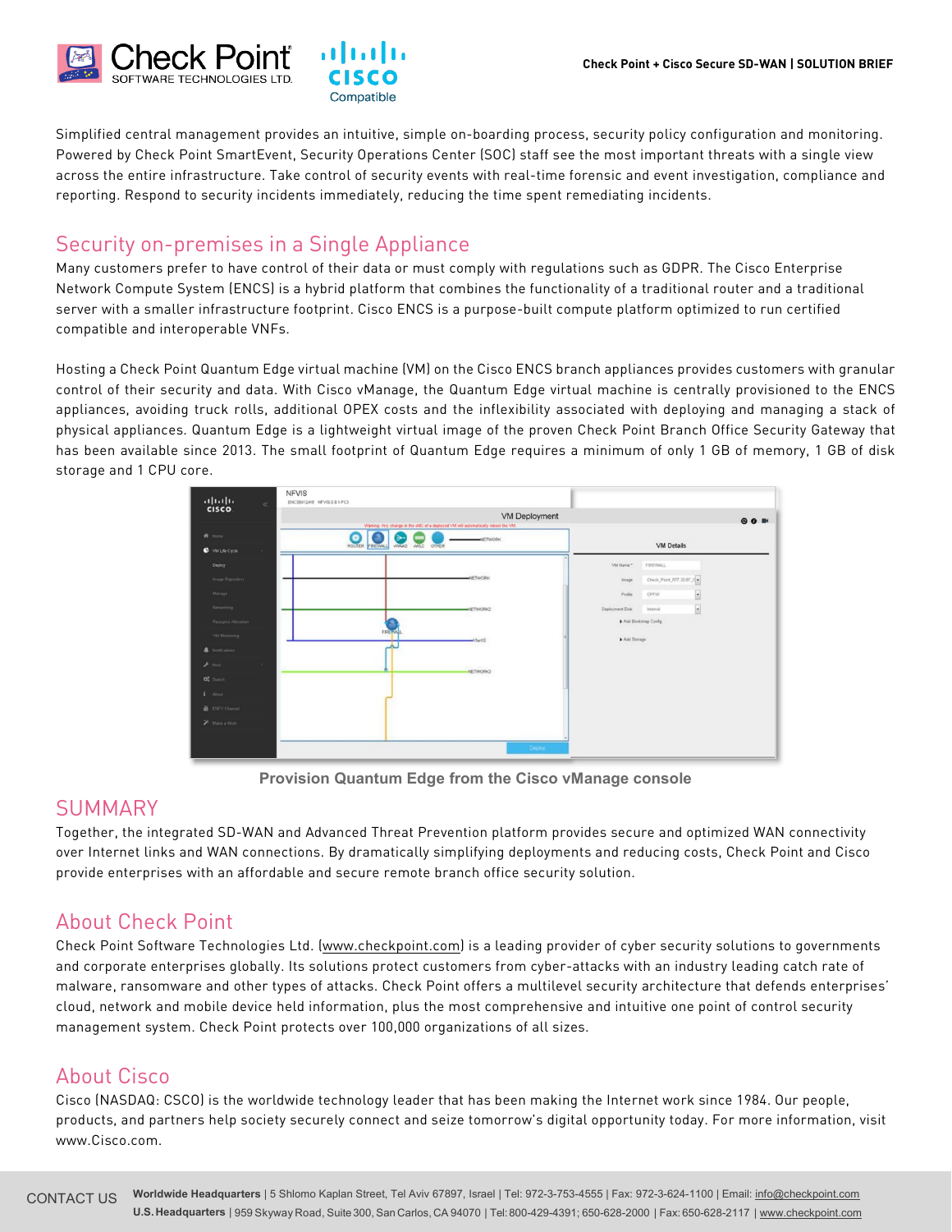Simplified central management provides an intuitive, simple on-boarding process, security policy configuration and monitoring. Powered by Check Point SmartEvent, Security Operations Center (SOC) staff see the most important threats with a single view across the entire infrastructure. Take control of security events with real-time forensic and event investigation, compliance and reporting. Respond to security incidents immediately, reducing the time spent remediating incidents.

## Security on-premises in a Single Appliance

Many customers prefer to have control of their data or must comply with regulations such as GDPR. The Cisco Enterprise Network Compute System (ENCS) is a hybrid platform that combines the functionality of a traditional router and a traditional server with a smaller infrastructure footprint. Cisco ENCS is a purpose-built compute platform optimized to run certified compatible and interoperable VNFs.

Hosting a Check Point Quantum Edge virtual machine (VM) on the Cisco ENCS branch appliances provides customers with granular control of their security and data. With Cisco vManage, the Quantum Edge virtual machine is centrally provisioned to the ENCS appliances, avoiding truck rolls, additional OPEX costs and the inflexibility associated with deploying and managing a stack of physical appliances. Quantum Edge is a lightweight virtual image of the proven Check Point Branch Office Security Gateway that has been available since 2013. The small footprint of Quantum Edge requires a minimum of only 1 GB of memory, 1 GB of disk storage and 1 CPU core.

**Provision Quantum Edge from the Cisco vManage console**

## SUMMARY

Together, the integrated SD-WAN and Advanced Threat Prevention platform provides secure and optimized WAN connectivity over Internet links and WAN connections. By dramatically simplifying deployments and reducing costs, Check Point and Cisco provide enterprises with an affordable and secure remote branch office security solution.

## About Check Point

Check Point Software Technologies Ltd. (www.checkpoint.com) is a leading provider of cyber security solutions to governments and corporate enterprises globally. Its solutions protect customers from cyber-attacks with an industry leading catch rate of malware, ransomware and other types of attacks. Check Point offers a multilevel security architecture that defends enterprises' cloud, network and mobile device held information, plus the most comprehensive and intuitive one point of control security management system. Check Point protects over 100,000 organizations of all sizes.

## About Cisco

Cisco (NASDAQ: CSCO) is the worldwide technology leader that has been making the Internet work since 1984. Our people, products, and partners help society securely connect and seize tomorrow's digital opportunity today. For more information, visit www.Cisco.com.

CONTACT US **Worldwide Headquarters** | 5 Shlomo Kaplan Street, Tel Aviv 67897, Israel | Tel: 972-3-753-4555 | Fax: 972-3-624-1100 | Email: info@checkpoint.com
**U.S. Headquarters** | 959 Skyway Road, Suite 300, San Carlos, CA 94070 | Tel: 800-429-4391; 650-628-2000 | Fax: 650-628-2117 | www.checkpoint.com